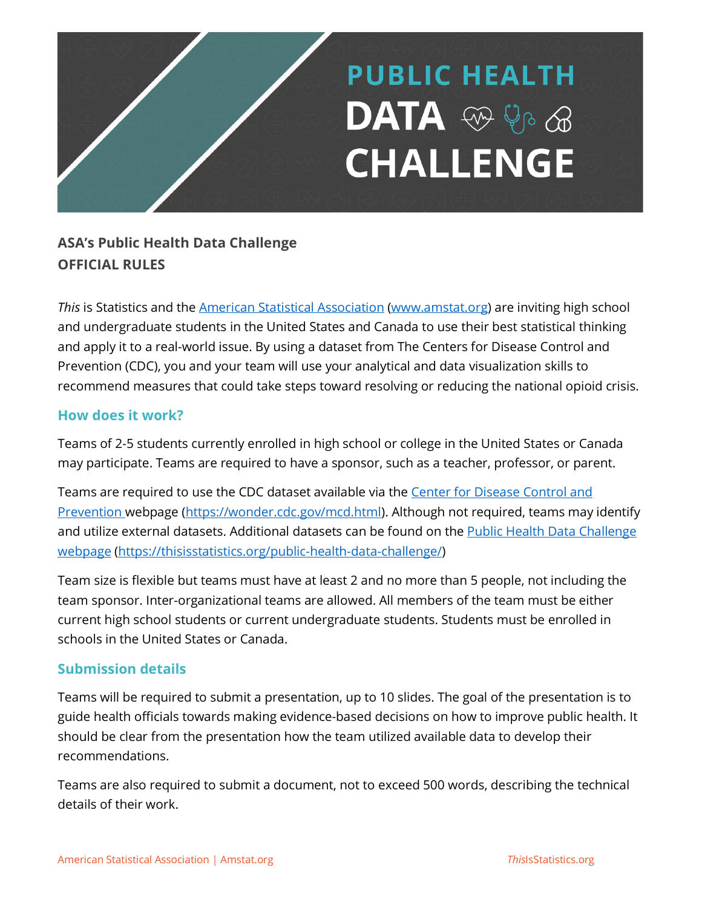# PUBLIC HEALTH DATA CHALLENGE

**ASA's Public Health Data Challenge**
**OFFICIAL RULES**

*This* is Statistics and the [American Statistical Association](www.amstat.org) (www.amstat.org) are inviting high school and undergraduate students in the United States and Canada to use their best statistical thinking and apply it to a real-world issue. By using a dataset from The Centers for Disease Control and Prevention (CDC), you and your team will use your analytical and data visualization skills to recommend measures that could take steps toward resolving or reducing the national opioid crisis.

## How does it work?

Teams of 2-5 students currently enrolled in high school or college in the United States or Canada may participate. Teams are required to have a sponsor, such as a teacher, professor, or parent.

Teams are required to use the CDC dataset available via the [Center for Disease Control and Prevention](https://wonder.cdc.gov/mcd.html) webpage (https://wonder.cdc.gov/mcd.html). Although not required, teams may identify and utilize external datasets. Additional datasets can be found on the [Public Health Data Challenge webpage](https://thisisstatistics.org/public-health-data-challenge/) (https://thisisstatistics.org/public-health-data-challenge/)

Team size is flexible but teams must have at least 2 and no more than 5 people, not including the team sponsor. Inter-organizational teams are allowed. All members of the team must be either current high school students or current undergraduate students. Students must be enrolled in schools in the United States or Canada.

## Submission details

Teams will be required to submit a presentation, up to 10 slides. The goal of the presentation is to guide health officials towards making evidence-based decisions on how to improve public health. It should be clear from the presentation how the team utilized available data to develop their recommendations.

Teams are also required to submit a document, not to exceed 500 words, describing the technical details of their work.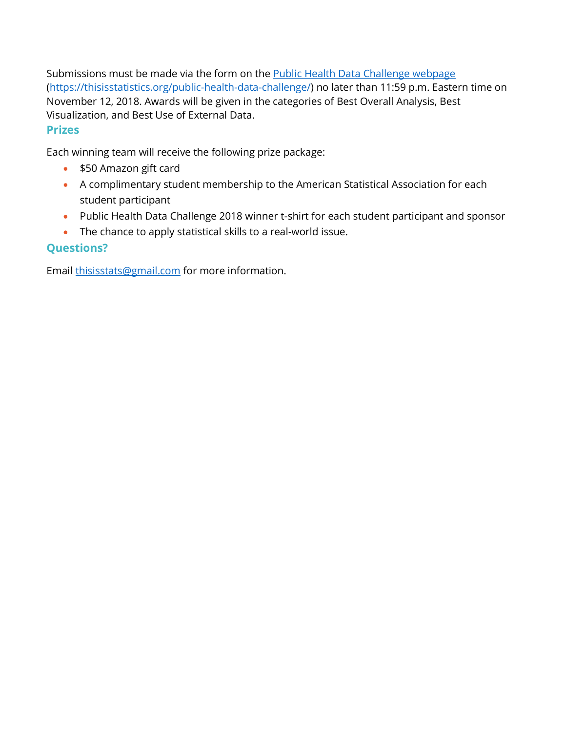Submissions must be made via the form on the [Public Health Data Challenge webpage](https://thisisstatistics.org/public-health-data-challenge/) ([https://thisisstatistics.org/public-health-data-challenge/](https://thisisstatistics.org/public-health-data-challenge/)) no later than 11:59 p.m. Eastern time on November 12, 2018. Awards will be given in the categories of Best Overall Analysis, Best Visualization, and Best Use of External Data.

## Prizes

Each winning team will receive the following prize package:

- $50 Amazon gift card
- A complimentary student membership to the American Statistical Association for each student participant
- Public Health Data Challenge 2018 winner t-shirt for each student participant and sponsor
- The chance to apply statistical skills to a real-world issue.

## Questions?

Email [thisisstats@gmail.com](mailto:thisisstats@gmail.com) for more information.